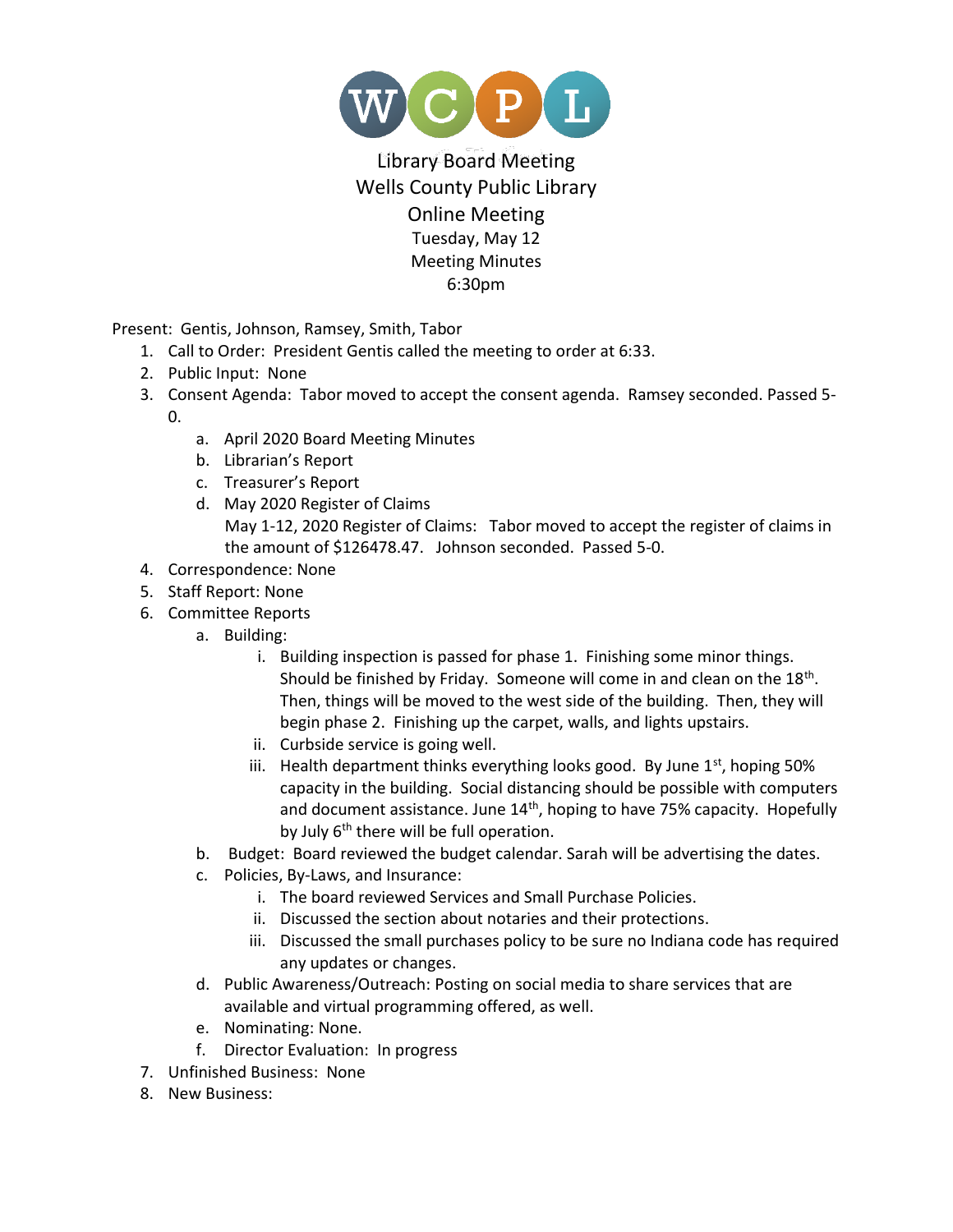WCPL

# Library Board Meeting
## Wells County Public Library
## Online Meeting

Tuesday, May 12
Meeting Minutes
6:30pm

Present: Gentis, Johnson, Ramsey, Smith, Tabor

1. Call to Order: President Gentis called the meeting to order at 6:33.
2. Public Input: None
3. Consent Agenda: Tabor moved to accept the consent agenda. Ramsey seconded. Passed 5-0.
    a. April 2020 Board Meeting Minutes
    b. Librarian's Report
    c. Treasurer's Report
    d. May 2020 Register of Claims
       May 1-12, 2020 Register of Claims: Tabor moved to accept the register of claims in the amount of $126478.47. Johnson seconded. Passed 5-0.
4. Correspondence: None
5. Staff Report: None
6. Committee Reports
    a. Building:
        i. Building inspection is passed for phase 1. Finishing some minor things. Should be finished by Friday. Someone will come in and clean on the 18th. Then, things will be moved to the west side of the building. Then, they will begin phase 2. Finishing up the carpet, walls, and lights upstairs.
        ii. Curbside service is going well.
        iii. Health department thinks everything looks good. By June 1st, hoping 50% capacity in the building. Social distancing should be possible with computers and document assistance. June 14th, hoping to have 75% capacity. Hopefully by July 6th there will be full operation.
    b. Budget: Board reviewed the budget calendar. Sarah will be advertising the dates.
    c. Policies, By-Laws, and Insurance:
        i. The board reviewed Services and Small Purchase Policies.
        ii. Discussed the section about notaries and their protections.
        iii. Discussed the small purchases policy to be sure no Indiana code has required any updates or changes.
    d. Public Awareness/Outreach: Posting on social media to share services that are available and virtual programming offered, as well.
    e. Nominating: None.
    f. Director Evaluation: In progress
7. Unfinished Business: None
8. New Business: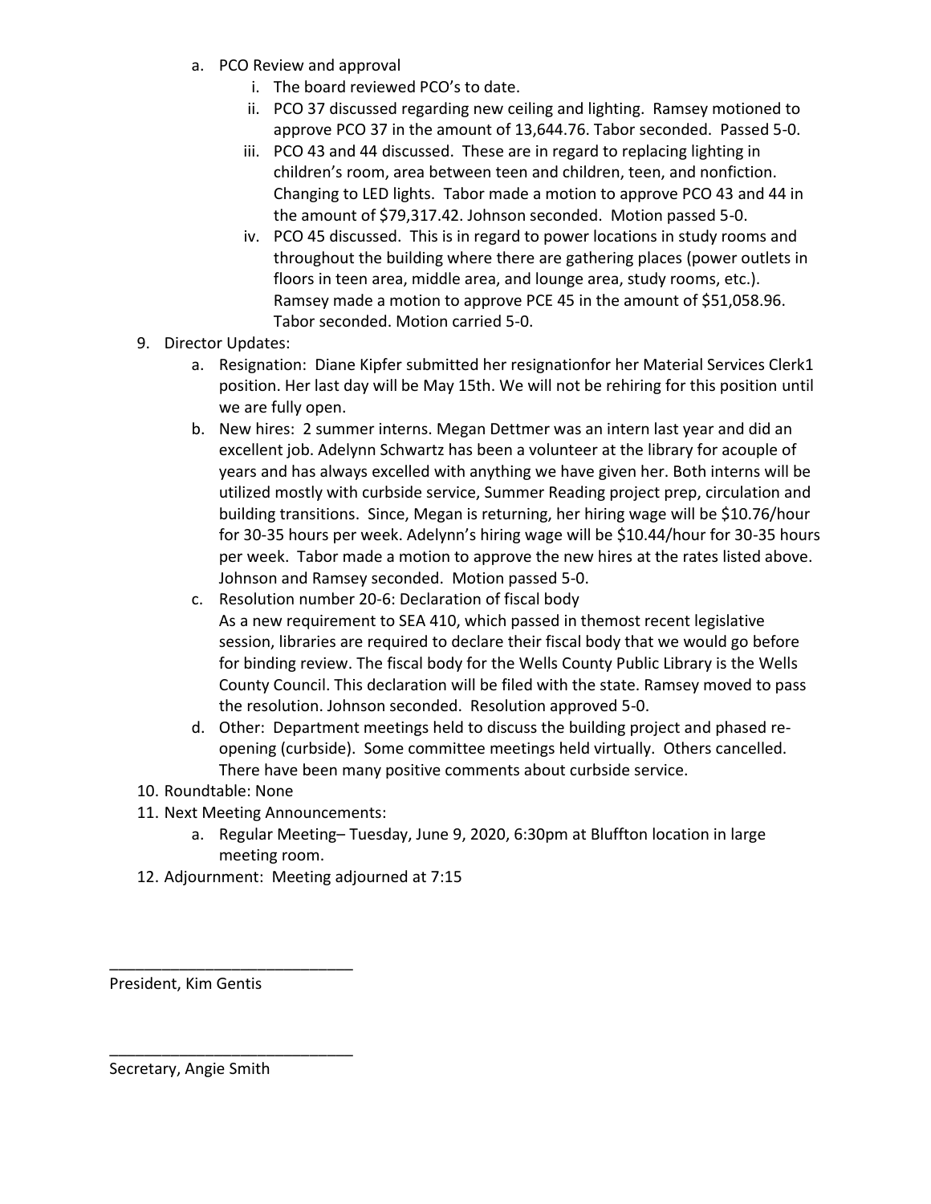a. PCO Review and approval
    i. The board reviewed PCO's to date.
    ii. PCO 37 discussed regarding new ceiling and lighting. Ramsey motioned to approve PCO 37 in the amount of 13,644.76. Tabor seconded. Passed 5-0.
    iii. PCO 43 and 44 discussed. These are in regard to replacing lighting in children's room, area between teen and children, teen, and nonfiction. Changing to LED lights. Tabor made a motion to approve PCO 43 and 44 in the amount of $79,317.42. Johnson seconded. Motion passed 5-0.
    iv. PCO 45 discussed. This is in regard to power locations in study rooms and throughout the building where there are gathering places (power outlets in floors in teen area, middle area, and lounge area, study rooms, etc.). Ramsey made a motion to approve PCE 45 in the amount of $51,058.96. Tabor seconded. Motion carried 5-0.

9. Director Updates:
    a. Resignation: Diane Kipfer submitted her resignationfor her Material Services Clerk1 position. Her last day will be May 15th. We will not be rehiring for this position until we are fully open.
    b. New hires: 2 summer interns. Megan Dettmer was an intern last year and did an excellent job. Adelynn Schwartz has been a volunteer at the library for acouple of years and has always excelled with anything we have given her. Both interns will be utilized mostly with curbside service, Summer Reading project prep, circulation and building transitions. Since, Megan is returning, her hiring wage will be $10.76/hour for 30-35 hours per week. Adelynn's hiring wage will be $10.44/hour for 30-35 hours per week. Tabor made a motion to approve the new hires at the rates listed above. Johnson and Ramsey seconded. Motion passed 5-0.
    c. Resolution number 20-6: Declaration of fiscal body
       As a new requirement to SEA 410, which passed in themost recent legislative session, libraries are required to declare their fiscal body that we would go before for binding review. The fiscal body for the Wells County Public Library is the Wells County Council. This declaration will be filed with the state. Ramsey moved to pass the resolution. Johnson seconded. Resolution approved 5-0.
    d. Other: Department meetings held to discuss the building project and phased re-opening (curbside). Some committee meetings held virtually. Others cancelled. There have been many positive comments about curbside service.

10. Roundtable: None

11. Next Meeting Announcements:
    a. Regular Meeting– Tuesday, June 9, 2020, 6:30pm at Bluffton location in large meeting room.

12. Adjournment: Meeting adjourned at 7:15

\_\_\_\_\_\_\_\_\_\_\_\_\_\_\_\_\_\_\_\_\_\_\_\_\_\_\_\_\_\_

President, Kim Gentis

\_\_\_\_\_\_\_\_\_\_\_\_\_\_\_\_\_\_\_\_\_\_\_\_\_\_\_\_\_\_

Secretary, Angie Smith